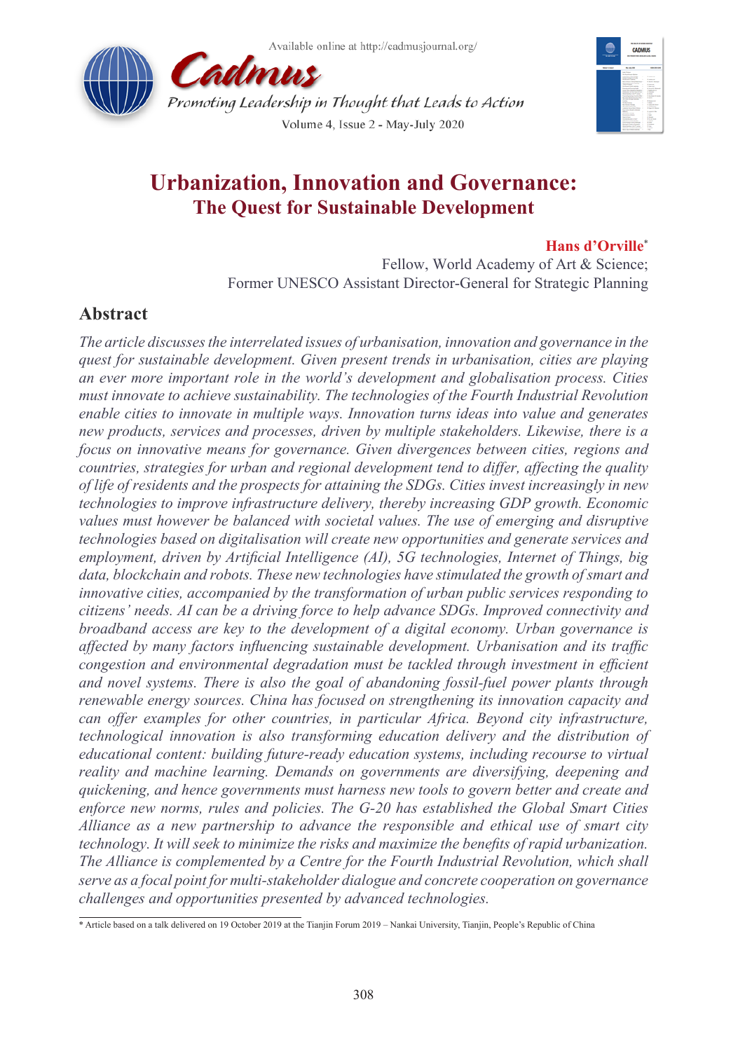# Urbanization, Innovation and Governance: The Quest for Sustainable Development

**Hans d'Orville***

Fellow, World Academy of Art & Science;
Former UNESCO Assistant Director-General for Strategic Planning

## Abstract

*The article discusses the interrelated issues of urbanisation, innovation and governance in the quest for sustainable development. Given present trends in urbanisation, cities are playing an ever more important role in the world's development and globalisation process. Cities must innovate to achieve sustainability. The technologies of the Fourth Industrial Revolution enable cities to innovate in multiple ways. Innovation turns ideas into value and generates new products, services and processes, driven by multiple stakeholders. Likewise, there is a focus on innovative means for governance. Given divergences between cities, regions and countries, strategies for urban and regional development tend to differ, affecting the quality of life of residents and the prospects for attaining the SDGs. Cities invest increasingly in new technologies to improve infrastructure delivery, thereby increasing GDP growth. Economic values must however be balanced with societal values. The use of emerging and disruptive technologies based on digitalisation will create new opportunities and generate services and employment, driven by Artificial Intelligence (AI), 5G technologies, Internet of Things, big data, blockchain and robots. These new technologies have stimulated the growth of smart and innovative cities, accompanied by the transformation of urban public services responding to citizens' needs. AI can be a driving force to help advance SDGs. Improved connectivity and broadband access are key to the development of a digital economy. Urban governance is affected by many factors influencing sustainable development. Urbanisation and its traffic congestion and environmental degradation must be tackled through investment in efficient and novel systems. There is also the goal of abandoning fossil-fuel power plants through renewable energy sources. China has focused on strengthening its innovation capacity and can offer examples for other countries, in particular Africa. Beyond city infrastructure, technological innovation is also transforming education delivery and the distribution of educational content: building future-ready education systems, including recourse to virtual reality and machine learning. Demands on governments are diversifying, deepening and quickening, and hence governments must harness new tools to govern better and create and enforce new norms, rules and policies. The G-20 has established the Global Smart Cities Alliance as a new partnership to advance the responsible and ethical use of smart city technology. It will seek to minimize the risks and maximize the benefits of rapid urbanization. The Alliance is complemented by a Centre for the Fourth Industrial Revolution, which shall serve as a focal point for multi-stakeholder dialogue and concrete cooperation on governance challenges and opportunities presented by advanced technologies.*

---

\* Article based on a talk delivered on 19 October 2019 at the Tianjin Forum 2019 – Nankai University, Tianjin, People's Republic of China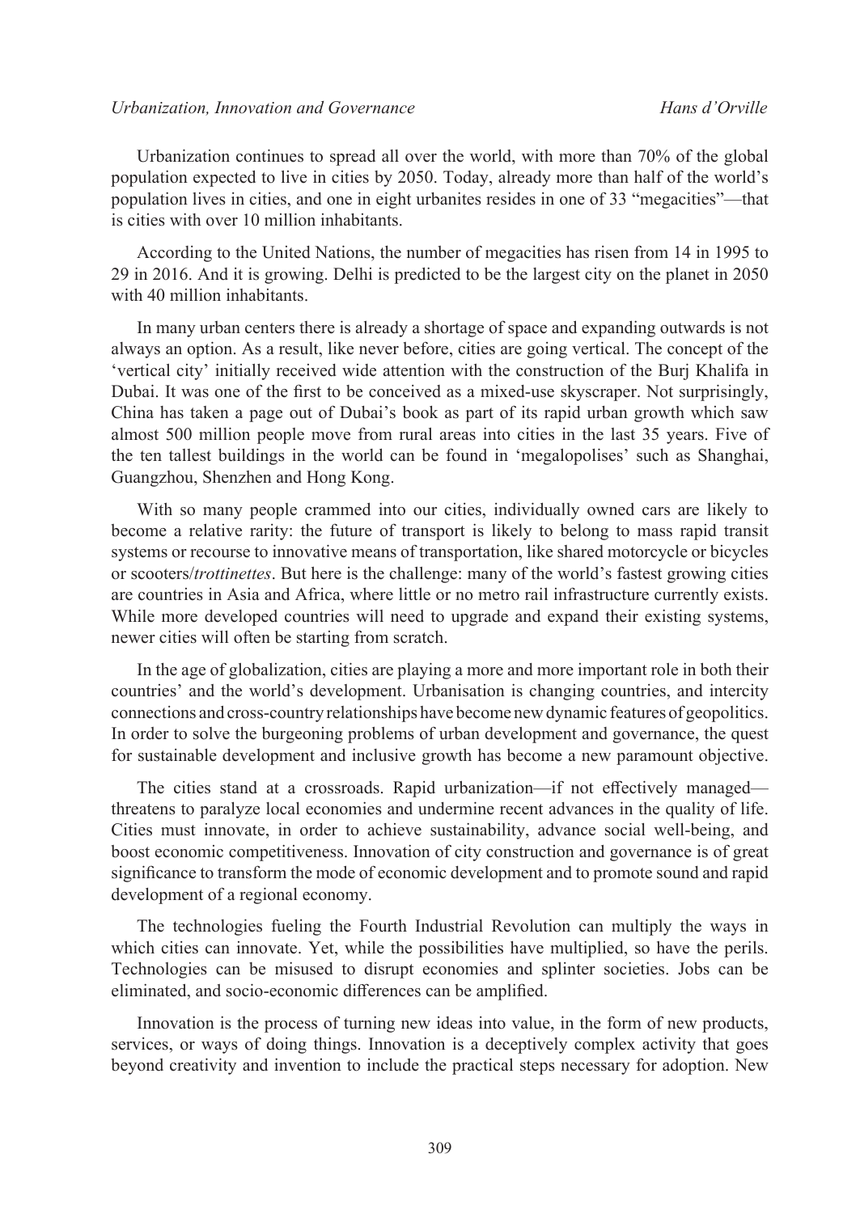Urbanization continues to spread all over the world, with more than 70% of the global population expected to live in cities by 2050. Today, already more than half of the world's population lives in cities, and one in eight urbanites resides in one of 33 "megacities"—that is cities with over 10 million inhabitants.

According to the United Nations, the number of megacities has risen from 14 in 1995 to 29 in 2016. And it is growing. Delhi is predicted to be the largest city on the planet in 2050 with 40 million inhabitants.

In many urban centers there is already a shortage of space and expanding outwards is not always an option. As a result, like never before, cities are going vertical. The concept of the 'vertical city' initially received wide attention with the construction of the Burj Khalifa in Dubai. It was one of the first to be conceived as a mixed-use skyscraper. Not surprisingly, China has taken a page out of Dubai's book as part of its rapid urban growth which saw almost 500 million people move from rural areas into cities in the last 35 years. Five of the ten tallest buildings in the world can be found in 'megalopolises' such as Shanghai, Guangzhou, Shenzhen and Hong Kong.

With so many people crammed into our cities, individually owned cars are likely to become a relative rarity: the future of transport is likely to belong to mass rapid transit systems or recourse to innovative means of transportation, like shared motorcycle or bicycles or scooters/*trottinettes*. But here is the challenge: many of the world's fastest growing cities are countries in Asia and Africa, where little or no metro rail infrastructure currently exists. While more developed countries will need to upgrade and expand their existing systems, newer cities will often be starting from scratch.

In the age of globalization, cities are playing a more and more important role in both their countries' and the world's development. Urbanisation is changing countries, and intercity connections and cross-country relationships have become new dynamic features of geopolitics. In order to solve the burgeoning problems of urban development and governance, the quest for sustainable development and inclusive growth has become a new paramount objective.

The cities stand at a crossroads. Rapid urbanization—if not effectively managed—threatens to paralyze local economies and undermine recent advances in the quality of life. Cities must innovate, in order to achieve sustainability, advance social well-being, and boost economic competitiveness. Innovation of city construction and governance is of great significance to transform the mode of economic development and to promote sound and rapid development of a regional economy.

The technologies fueling the Fourth Industrial Revolution can multiply the ways in which cities can innovate. Yet, while the possibilities have multiplied, so have the perils. Technologies can be misused to disrupt economies and splinter societies. Jobs can be eliminated, and socio-economic differences can be amplified.

Innovation is the process of turning new ideas into value, in the form of new products, services, or ways of doing things. Innovation is a deceptively complex activity that goes beyond creativity and invention to include the practical steps necessary for adoption. New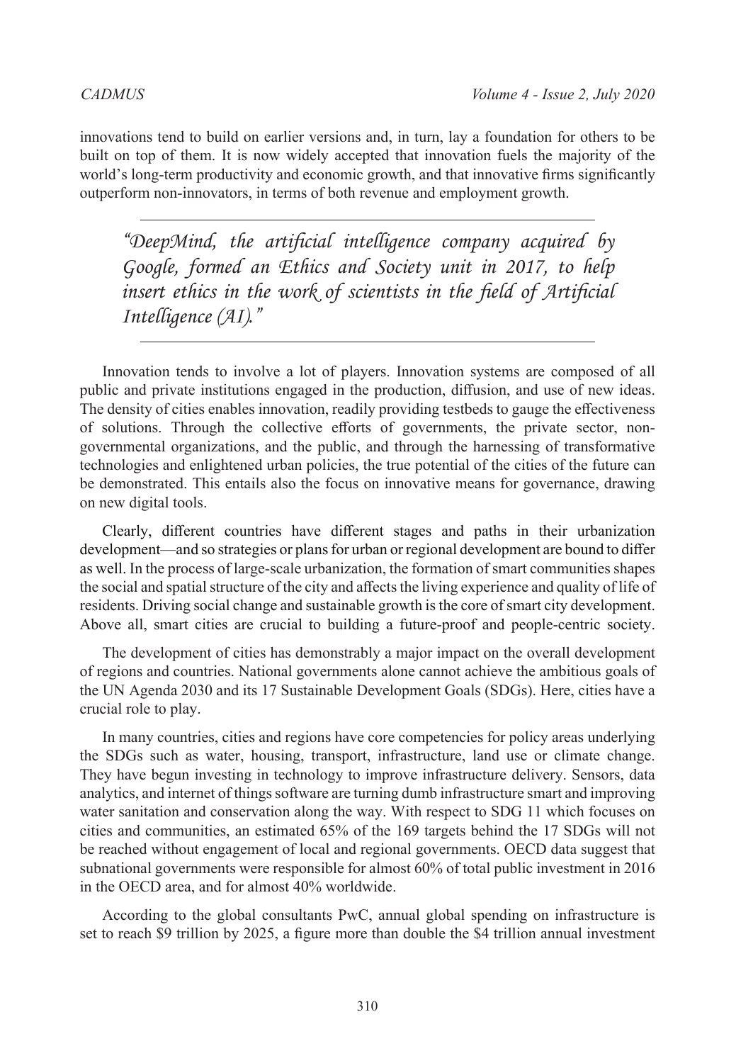innovations tend to build on earlier versions and, in turn, lay a foundation for others to be built on top of them. It is now widely accepted that innovation fuels the majority of the world's long-term productivity and economic growth, and that innovative firms significantly outperform non-innovators, in terms of both revenue and employment growth.

> *"DeepMind, the artificial intelligence company acquired by Google, formed an Ethics and Society unit in 2017, to help insert ethics in the work of scientists in the field of Artificial Intelligence (AI)."*

Innovation tends to involve a lot of players. Innovation systems are composed of all public and private institutions engaged in the production, diffusion, and use of new ideas. The density of cities enables innovation, readily providing testbeds to gauge the effectiveness of solutions. Through the collective efforts of governments, the private sector, non-governmental organizations, and the public, and through the harnessing of transformative technologies and enlightened urban policies, the true potential of the cities of the future can be demonstrated. This entails also the focus on innovative means for governance, drawing on new digital tools.

Clearly, different countries have different stages and paths in their urbanization development—and so strategies or plans for urban or regional development are bound to differ as well. In the process of large-scale urbanization, the formation of smart communities shapes the social and spatial structure of the city and affects the living experience and quality of life of residents. Driving social change and sustainable growth is the core of smart city development. Above all, smart cities are crucial to building a future-proof and people-centric society.

The development of cities has demonstrably a major impact on the overall development of regions and countries. National governments alone cannot achieve the ambitious goals of the UN Agenda 2030 and its 17 Sustainable Development Goals (SDGs). Here, cities have a crucial role to play.

In many countries, cities and regions have core competencies for policy areas underlying the SDGs such as water, housing, transport, infrastructure, land use or climate change. They have begun investing in technology to improve infrastructure delivery. Sensors, data analytics, and internet of things software are turning dumb infrastructure smart and improving water sanitation and conservation along the way. With respect to SDG 11 which focuses on cities and communities, an estimated 65% of the 169 targets behind the 17 SDGs will not be reached without engagement of local and regional governments. OECD data suggest that subnational governments were responsible for almost 60% of total public investment in 2016 in the OECD area, and for almost 40% worldwide.

According to the global consultants PwC, annual global spending on infrastructure is set to reach $9 trillion by 2025, a figure more than double the $4 trillion annual investment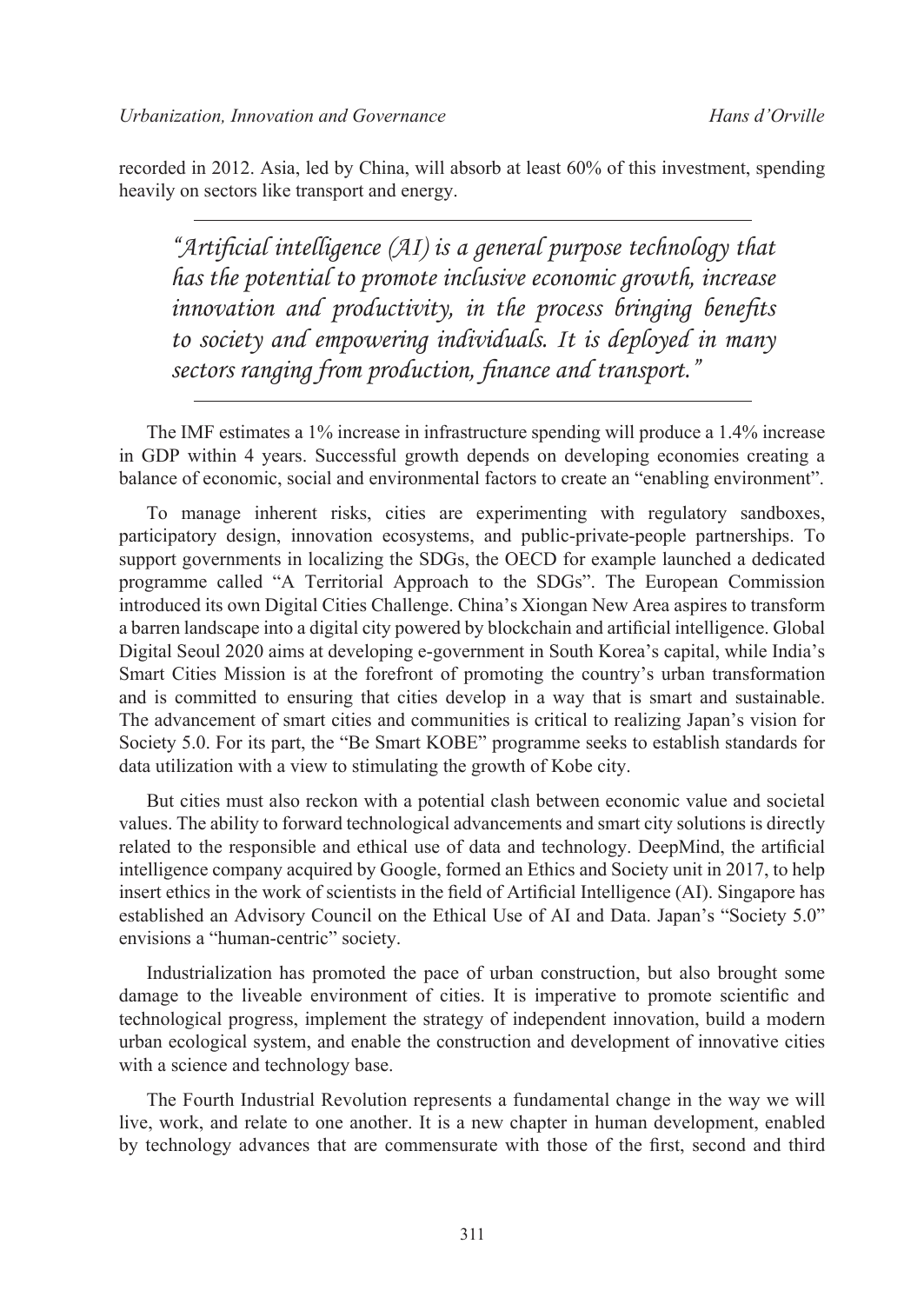recorded in 2012. Asia, led by China, will absorb at least 60% of this investment, spending heavily on sectors like transport and energy.

> *"Artificial intelligence (AI) is a general purpose technology that has the potential to promote inclusive economic growth, increase innovation and productivity, in the process bringing benefits to society and empowering individuals. It is deployed in many sectors ranging from production, finance and transport."*

The IMF estimates a 1% increase in infrastructure spending will produce a 1.4% increase in GDP within 4 years. Successful growth depends on developing economies creating a balance of economic, social and environmental factors to create an "enabling environment".

To manage inherent risks, cities are experimenting with regulatory sandboxes, participatory design, innovation ecosystems, and public-private-people partnerships. To support governments in localizing the SDGs, the OECD for example launched a dedicated programme called "A Territorial Approach to the SDGs". The European Commission introduced its own Digital Cities Challenge. China's Xiongan New Area aspires to transform a barren landscape into a digital city powered by blockchain and artificial intelligence. Global Digital Seoul 2020 aims at developing e-government in South Korea's capital, while India's Smart Cities Mission is at the forefront of promoting the country's urban transformation and is committed to ensuring that cities develop in a way that is smart and sustainable. The advancement of smart cities and communities is critical to realizing Japan's vision for Society 5.0. For its part, the "Be Smart KOBE" programme seeks to establish standards for data utilization with a view to stimulating the growth of Kobe city.

But cities must also reckon with a potential clash between economic value and societal values. The ability to forward technological advancements and smart city solutions is directly related to the responsible and ethical use of data and technology. DeepMind, the artificial intelligence company acquired by Google, formed an Ethics and Society unit in 2017, to help insert ethics in the work of scientists in the field of Artificial Intelligence (AI). Singapore has established an Advisory Council on the Ethical Use of AI and Data. Japan's "Society 5.0" envisions a "human-centric" society.

Industrialization has promoted the pace of urban construction, but also brought some damage to the liveable environment of cities. It is imperative to promote scientific and technological progress, implement the strategy of independent innovation, build a modern urban ecological system, and enable the construction and development of innovative cities with a science and technology base.

The Fourth Industrial Revolution represents a fundamental change in the way we will live, work, and relate to one another. It is a new chapter in human development, enabled by technology advances that are commensurate with those of the first, second and third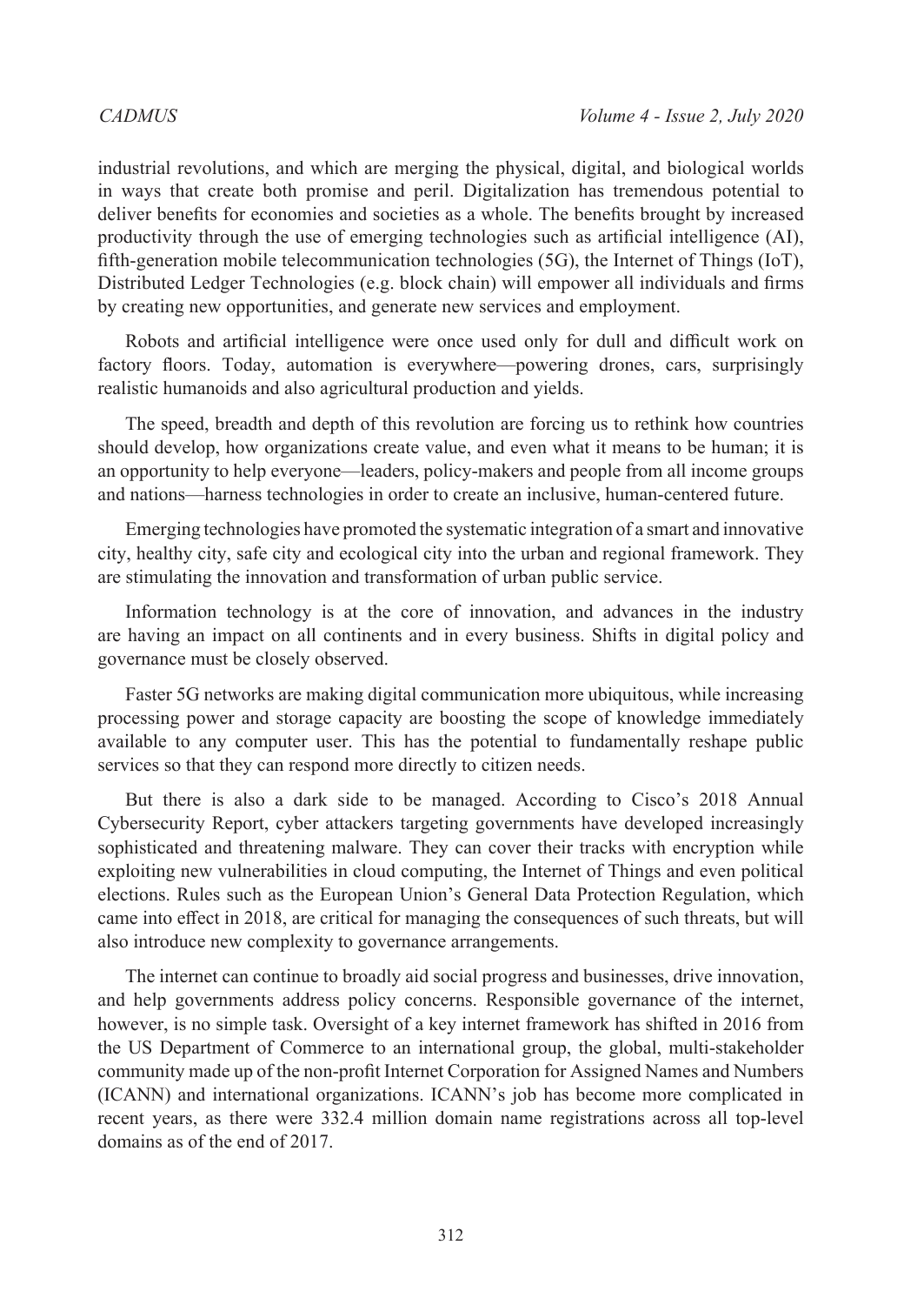industrial revolutions, and which are merging the physical, digital, and biological worlds in ways that create both promise and peril. Digitalization has tremendous potential to deliver benefits for economies and societies as a whole. The benefits brought by increased productivity through the use of emerging technologies such as artificial intelligence (AI), fifth-generation mobile telecommunication technologies (5G), the Internet of Things (IoT), Distributed Ledger Technologies (e.g. block chain) will empower all individuals and firms by creating new opportunities, and generate new services and employment.

Robots and artificial intelligence were once used only for dull and difficult work on factory floors. Today, automation is everywhere—powering drones, cars, surprisingly realistic humanoids and also agricultural production and yields.

The speed, breadth and depth of this revolution are forcing us to rethink how countries should develop, how organizations create value, and even what it means to be human; it is an opportunity to help everyone—leaders, policy-makers and people from all income groups and nations—harness technologies in order to create an inclusive, human-centered future.

Emerging technologies have promoted the systematic integration of a smart and innovative city, healthy city, safe city and ecological city into the urban and regional framework. They are stimulating the innovation and transformation of urban public service.

Information technology is at the core of innovation, and advances in the industry are having an impact on all continents and in every business. Shifts in digital policy and governance must be closely observed.

Faster 5G networks are making digital communication more ubiquitous, while increasing processing power and storage capacity are boosting the scope of knowledge immediately available to any computer user. This has the potential to fundamentally reshape public services so that they can respond more directly to citizen needs.

But there is also a dark side to be managed. According to Cisco's 2018 Annual Cybersecurity Report, cyber attackers targeting governments have developed increasingly sophisticated and threatening malware. They can cover their tracks with encryption while exploiting new vulnerabilities in cloud computing, the Internet of Things and even political elections. Rules such as the European Union's General Data Protection Regulation, which came into effect in 2018, are critical for managing the consequences of such threats, but will also introduce new complexity to governance arrangements.

The internet can continue to broadly aid social progress and businesses, drive innovation, and help governments address policy concerns. Responsible governance of the internet, however, is no simple task. Oversight of a key internet framework has shifted in 2016 from the US Department of Commerce to an international group, the global, multi-stakeholder community made up of the non-profit Internet Corporation for Assigned Names and Numbers (ICANN) and international organizations. ICANN's job has become more complicated in recent years, as there were 332.4 million domain name registrations across all top-level domains as of the end of 2017.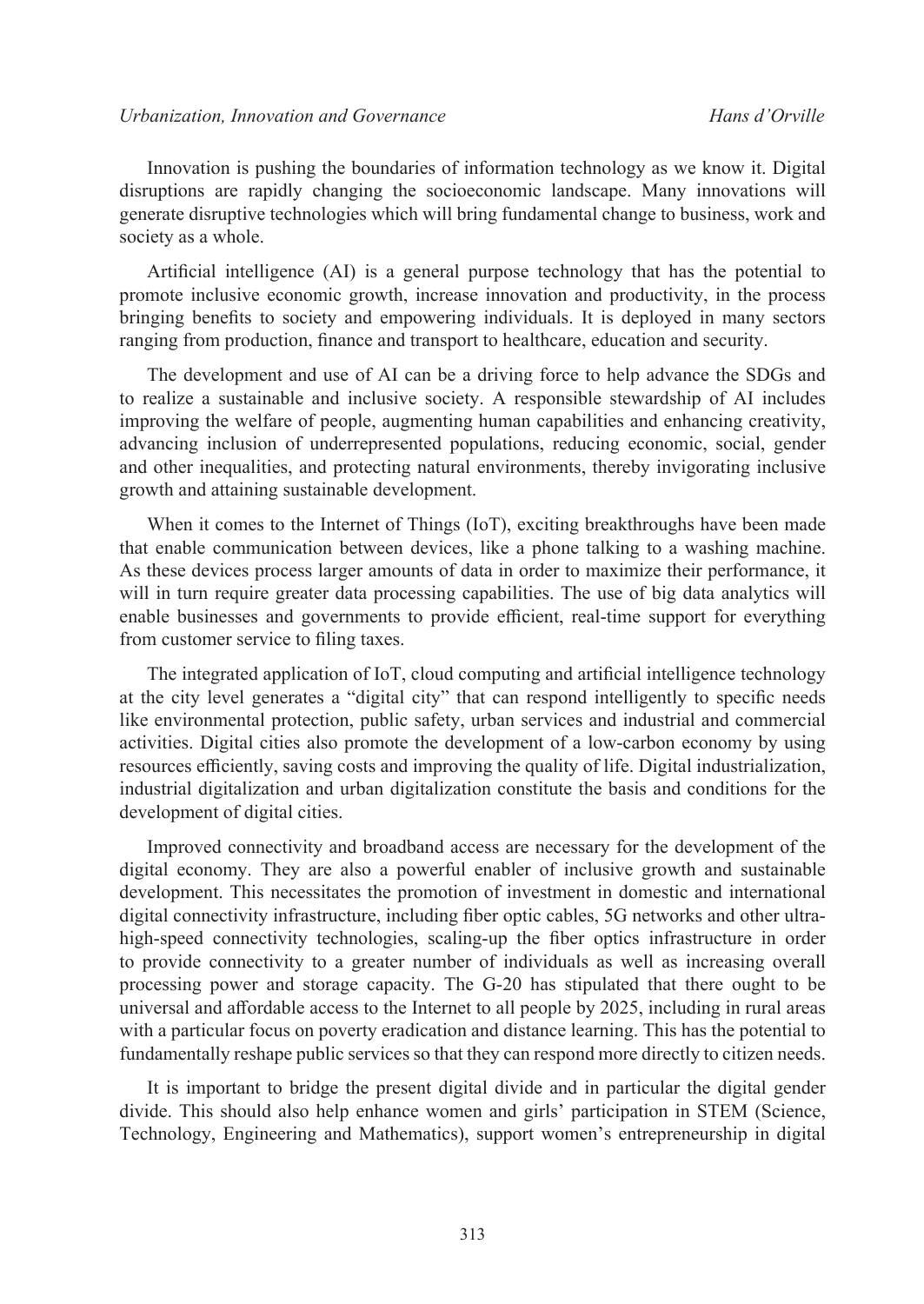Innovation is pushing the boundaries of information technology as we know it. Digital disruptions are rapidly changing the socioeconomic landscape. Many innovations will generate disruptive technologies which will bring fundamental change to business, work and society as a whole.

Artificial intelligence (AI) is a general purpose technology that has the potential to promote inclusive economic growth, increase innovation and productivity, in the process bringing benefits to society and empowering individuals. It is deployed in many sectors ranging from production, finance and transport to healthcare, education and security.

The development and use of AI can be a driving force to help advance the SDGs and to realize a sustainable and inclusive society. A responsible stewardship of AI includes improving the welfare of people, augmenting human capabilities and enhancing creativity, advancing inclusion of underrepresented populations, reducing economic, social, gender and other inequalities, and protecting natural environments, thereby invigorating inclusive growth and attaining sustainable development.

When it comes to the Internet of Things (IoT), exciting breakthroughs have been made that enable communication between devices, like a phone talking to a washing machine. As these devices process larger amounts of data in order to maximize their performance, it will in turn require greater data processing capabilities. The use of big data analytics will enable businesses and governments to provide efficient, real-time support for everything from customer service to filing taxes.

The integrated application of IoT, cloud computing and artificial intelligence technology at the city level generates a "digital city" that can respond intelligently to specific needs like environmental protection, public safety, urban services and industrial and commercial activities. Digital cities also promote the development of a low-carbon economy by using resources efficiently, saving costs and improving the quality of life. Digital industrialization, industrial digitalization and urban digitalization constitute the basis and conditions for the development of digital cities.

Improved connectivity and broadband access are necessary for the development of the digital economy. They are also a powerful enabler of inclusive growth and sustainable development. This necessitates the promotion of investment in domestic and international digital connectivity infrastructure, including fiber optic cables, 5G networks and other ultra-high-speed connectivity technologies, scaling-up the fiber optics infrastructure in order to provide connectivity to a greater number of individuals as well as increasing overall processing power and storage capacity. The G-20 has stipulated that there ought to be universal and affordable access to the Internet to all people by 2025, including in rural areas with a particular focus on poverty eradication and distance learning. This has the potential to fundamentally reshape public services so that they can respond more directly to citizen needs.

It is important to bridge the present digital divide and in particular the digital gender divide. This should also help enhance women and girls' participation in STEM (Science, Technology, Engineering and Mathematics), support women's entrepreneurship in digital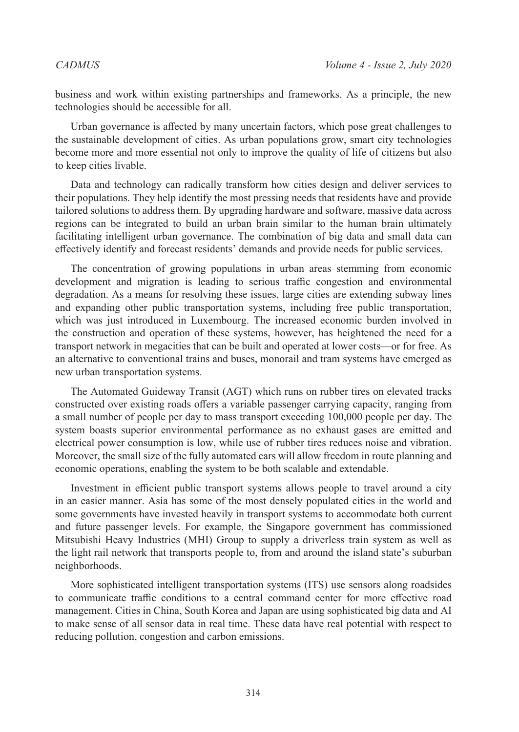business and work within existing partnerships and frameworks. As a principle, the new technologies should be accessible for all.

Urban governance is affected by many uncertain factors, which pose great challenges to the sustainable development of cities. As urban populations grow, smart city technologies become more and more essential not only to improve the quality of life of citizens but also to keep cities livable.

Data and technology can radically transform how cities design and deliver services to their populations. They help identify the most pressing needs that residents have and provide tailored solutions to address them. By upgrading hardware and software, massive data across regions can be integrated to build an urban brain similar to the human brain ultimately facilitating intelligent urban governance. The combination of big data and small data can effectively identify and forecast residents' demands and provide needs for public services.

The concentration of growing populations in urban areas stemming from economic development and migration is leading to serious traffic congestion and environmental degradation. As a means for resolving these issues, large cities are extending subway lines and expanding other public transportation systems, including free public transportation, which was just introduced in Luxembourg. The increased economic burden involved in the construction and operation of these systems, however, has heightened the need for a transport network in megacities that can be built and operated at lower costs—or for free. As an alternative to conventional trains and buses, monorail and tram systems have emerged as new urban transportation systems.

The Automated Guideway Transit (AGT) which runs on rubber tires on elevated tracks constructed over existing roads offers a variable passenger carrying capacity, ranging from a small number of people per day to mass transport exceeding 100,000 people per day. The system boasts superior environmental performance as no exhaust gases are emitted and electrical power consumption is low, while use of rubber tires reduces noise and vibration. Moreover, the small size of the fully automated cars will allow freedom in route planning and economic operations, enabling the system to be both scalable and extendable.

Investment in efficient public transport systems allows people to travel around a city in an easier manner. Asia has some of the most densely populated cities in the world and some governments have invested heavily in transport systems to accommodate both current and future passenger levels. For example, the Singapore government has commissioned Mitsubishi Heavy Industries (MHI) Group to supply a driverless train system as well as the light rail network that transports people to, from and around the island state's suburban neighborhoods.

More sophisticated intelligent transportation systems (ITS) use sensors along roadsides to communicate traffic conditions to a central command center for more effective road management. Cities in China, South Korea and Japan are using sophisticated big data and AI to make sense of all sensor data in real time. These data have real potential with respect to reducing pollution, congestion and carbon emissions.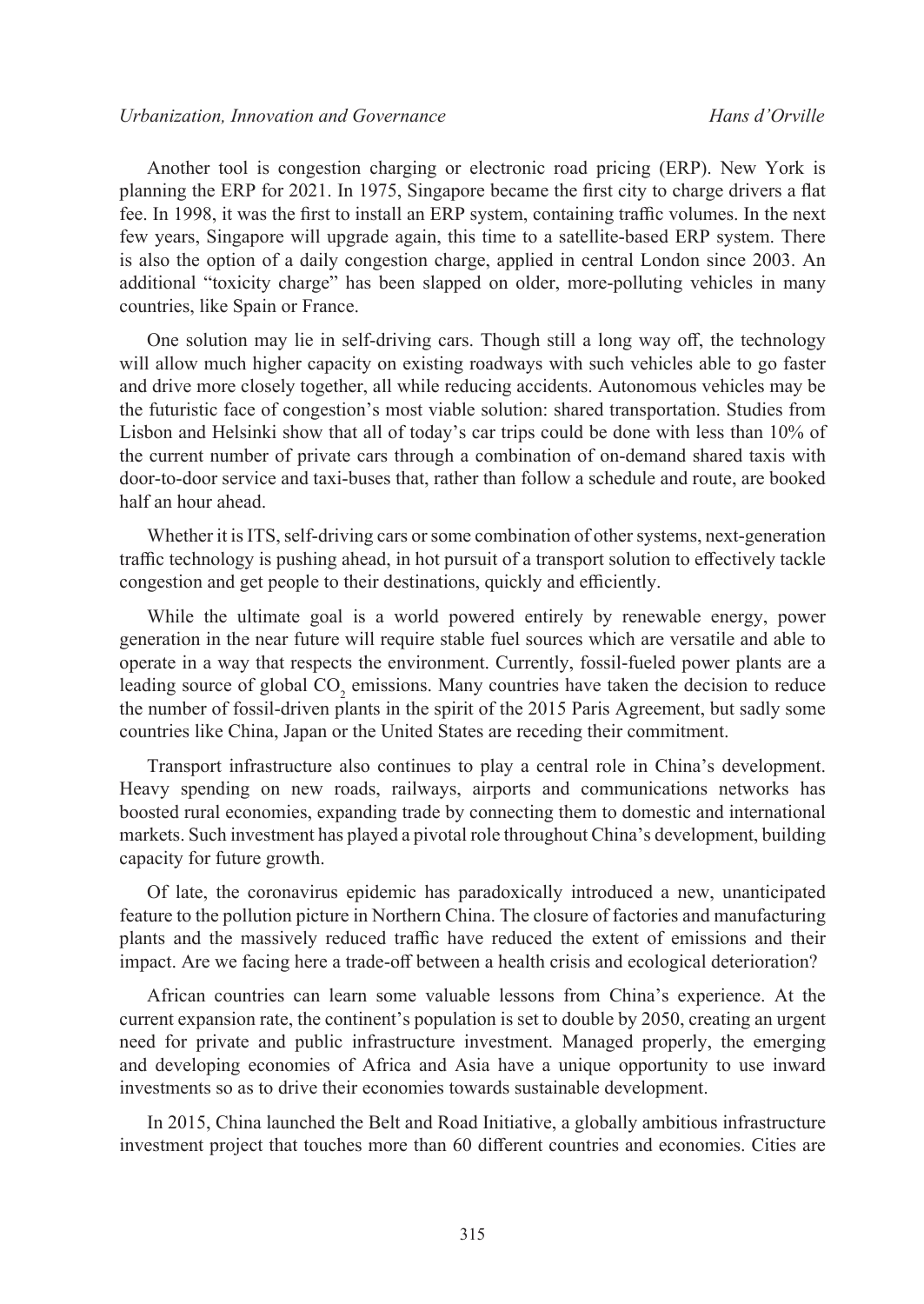Another tool is congestion charging or electronic road pricing (ERP). New York is planning the ERP for 2021. In 1975, Singapore became the first city to charge drivers a flat fee. In 1998, it was the first to install an ERP system, containing traffic volumes. In the next few years, Singapore will upgrade again, this time to a satellite-based ERP system. There is also the option of a daily congestion charge, applied in central London since 2003. An additional "toxicity charge" has been slapped on older, more-polluting vehicles in many countries, like Spain or France.

One solution may lie in self-driving cars. Though still a long way off, the technology will allow much higher capacity on existing roadways with such vehicles able to go faster and drive more closely together, all while reducing accidents. Autonomous vehicles may be the futuristic face of congestion's most viable solution: shared transportation. Studies from Lisbon and Helsinki show that all of today's car trips could be done with less than 10% of the current number of private cars through a combination of on-demand shared taxis with door-to-door service and taxi-buses that, rather than follow a schedule and route, are booked half an hour ahead.

Whether it is ITS, self-driving cars or some combination of other systems, next-generation traffic technology is pushing ahead, in hot pursuit of a transport solution to effectively tackle congestion and get people to their destinations, quickly and efficiently.

While the ultimate goal is a world powered entirely by renewable energy, power generation in the near future will require stable fuel sources which are versatile and able to operate in a way that respects the environment. Currently, fossil-fueled power plants are a leading source of global $CO_2$ emissions. Many countries have taken the decision to reduce the number of fossil-driven plants in the spirit of the 2015 Paris Agreement, but sadly some countries like China, Japan or the United States are receding their commitment.

Transport infrastructure also continues to play a central role in China's development. Heavy spending on new roads, railways, airports and communications networks has boosted rural economies, expanding trade by connecting them to domestic and international markets. Such investment has played a pivotal role throughout China's development, building capacity for future growth.

Of late, the coronavirus epidemic has paradoxically introduced a new, unanticipated feature to the pollution picture in Northern China. The closure of factories and manufacturing plants and the massively reduced traffic have reduced the extent of emissions and their impact. Are we facing here a trade-off between a health crisis and ecological deterioration?

African countries can learn some valuable lessons from China's experience. At the current expansion rate, the continent's population is set to double by 2050, creating an urgent need for private and public infrastructure investment. Managed properly, the emerging and developing economies of Africa and Asia have a unique opportunity to use inward investments so as to drive their economies towards sustainable development.

In 2015, China launched the Belt and Road Initiative, a globally ambitious infrastructure investment project that touches more than 60 different countries and economies. Cities are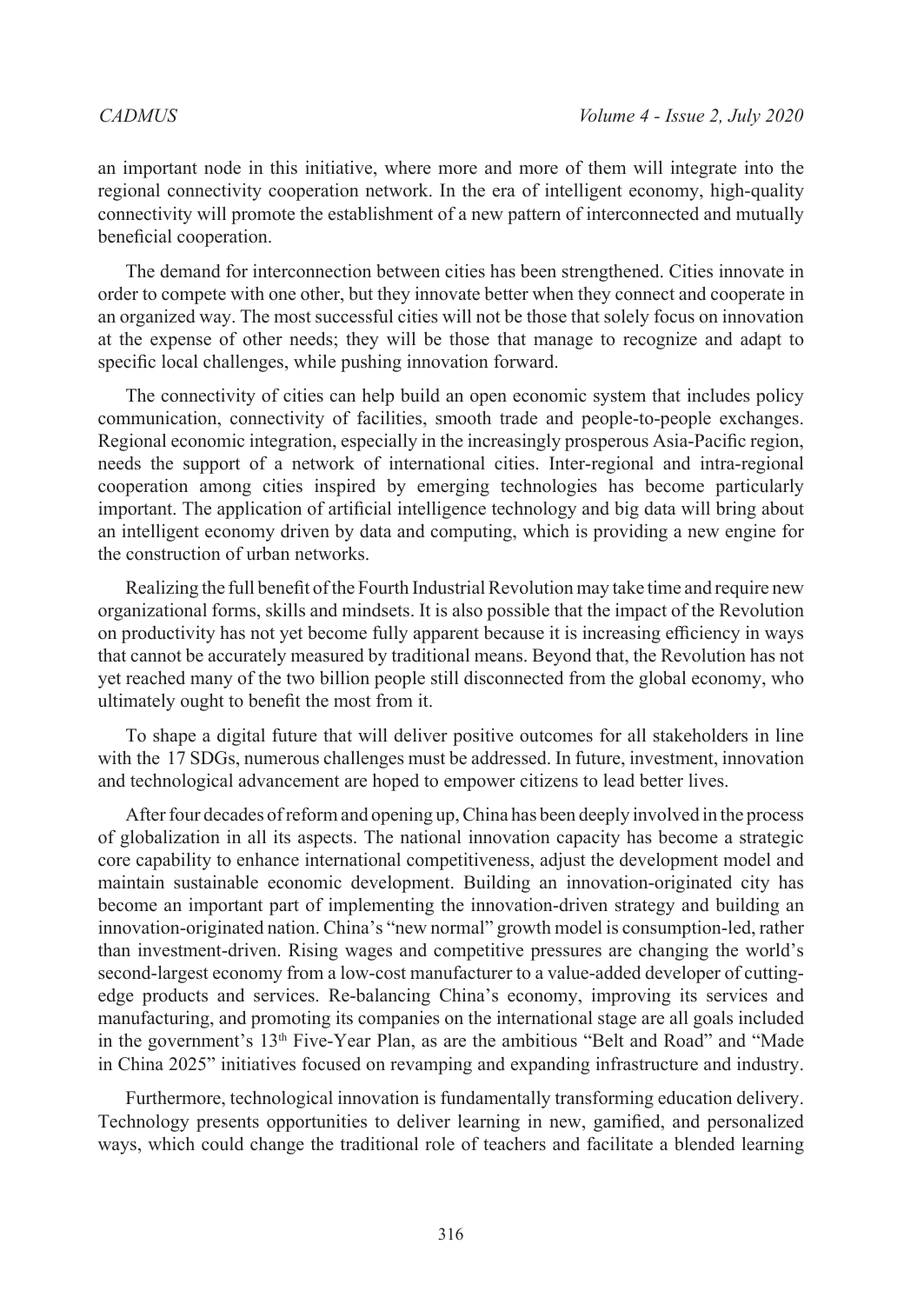an important node in this initiative, where more and more of them will integrate into the regional connectivity cooperation network. In the era of intelligent economy, high-quality connectivity will promote the establishment of a new pattern of interconnected and mutually beneficial cooperation.

The demand for interconnection between cities has been strengthened. Cities innovate in order to compete with one other, but they innovate better when they connect and cooperate in an organized way. The most successful cities will not be those that solely focus on innovation at the expense of other needs; they will be those that manage to recognize and adapt to specific local challenges, while pushing innovation forward.

The connectivity of cities can help build an open economic system that includes policy communication, connectivity of facilities, smooth trade and people-to-people exchanges. Regional economic integration, especially in the increasingly prosperous Asia-Pacific region, needs the support of a network of international cities. Inter-regional and intra-regional cooperation among cities inspired by emerging technologies has become particularly important. The application of artificial intelligence technology and big data will bring about an intelligent economy driven by data and computing, which is providing a new engine for the construction of urban networks.

Realizing the full benefit of the Fourth Industrial Revolution may take time and require new organizational forms, skills and mindsets. It is also possible that the impact of the Revolution on productivity has not yet become fully apparent because it is increasing efficiency in ways that cannot be accurately measured by traditional means. Beyond that, the Revolution has not yet reached many of the two billion people still disconnected from the global economy, who ultimately ought to benefit the most from it.

To shape a digital future that will deliver positive outcomes for all stakeholders in line with the 17 SDGs, numerous challenges must be addressed. In future, investment, innovation and technological advancement are hoped to empower citizens to lead better lives.

After four decades of reform and opening up, China has been deeply involved in the process of globalization in all its aspects. The national innovation capacity has become a strategic core capability to enhance international competitiveness, adjust the development model and maintain sustainable economic development. Building an innovation-originated city has become an important part of implementing the innovation-driven strategy and building an innovation-originated nation. China's "new normal" growth model is consumption-led, rather than investment-driven. Rising wages and competitive pressures are changing the world's second-largest economy from a low-cost manufacturer to a value-added developer of cutting-edge products and services. Re-balancing China's economy, improving its services and manufacturing, and promoting its companies on the international stage are all goals included in the government's 13th Five-Year Plan, as are the ambitious "Belt and Road" and "Made in China 2025" initiatives focused on revamping and expanding infrastructure and industry.

Furthermore, technological innovation is fundamentally transforming education delivery. Technology presents opportunities to deliver learning in new, gamified, and personalized ways, which could change the traditional role of teachers and facilitate a blended learning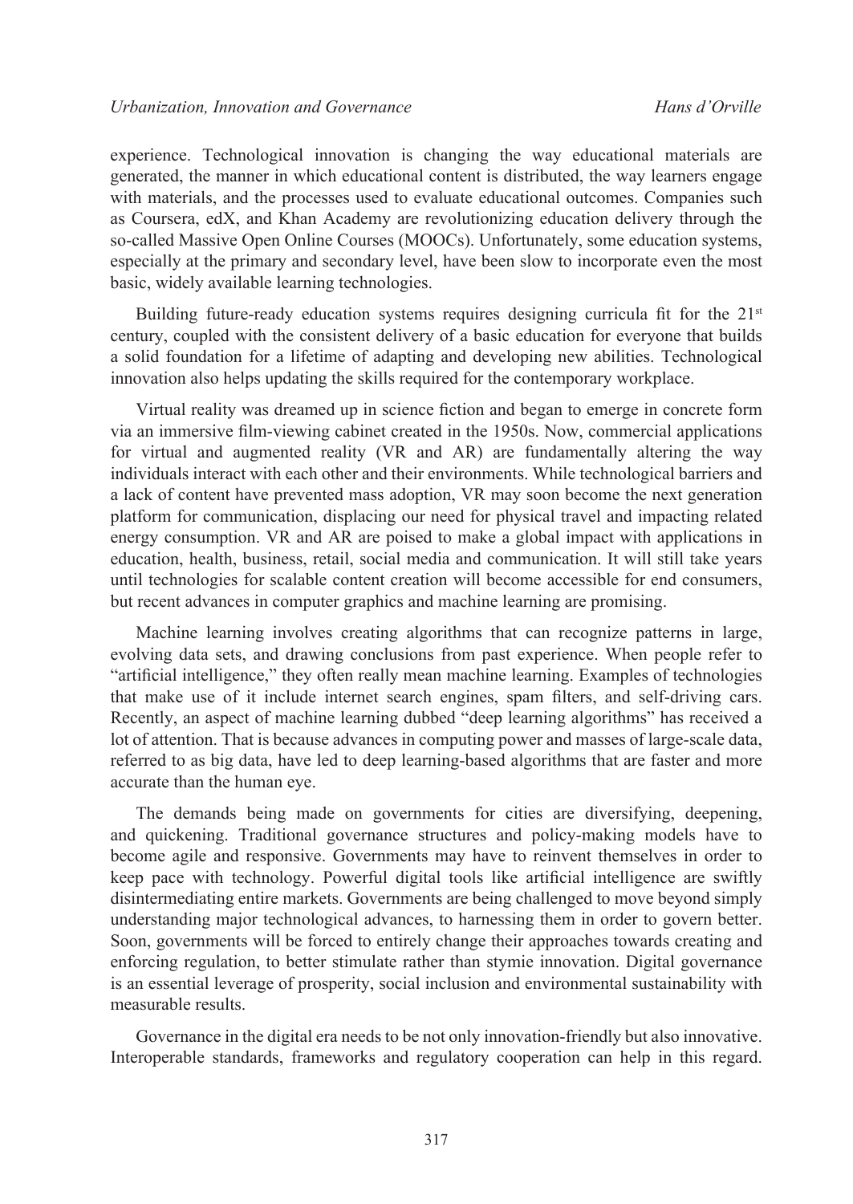experience. Technological innovation is changing the way educational materials are generated, the manner in which educational content is distributed, the way learners engage with materials, and the processes used to evaluate educational outcomes. Companies such as Coursera, edX, and Khan Academy are revolutionizing education delivery through the so-called Massive Open Online Courses (MOOCs). Unfortunately, some education systems, especially at the primary and secondary level, have been slow to incorporate even the most basic, widely available learning technologies.

Building future-ready education systems requires designing curricula fit for the 21st century, coupled with the consistent delivery of a basic education for everyone that builds a solid foundation for a lifetime of adapting and developing new abilities. Technological innovation also helps updating the skills required for the contemporary workplace.

Virtual reality was dreamed up in science fiction and began to emerge in concrete form via an immersive film-viewing cabinet created in the 1950s. Now, commercial applications for virtual and augmented reality (VR and AR) are fundamentally altering the way individuals interact with each other and their environments. While technological barriers and a lack of content have prevented mass adoption, VR may soon become the next generation platform for communication, displacing our need for physical travel and impacting related energy consumption. VR and AR are poised to make a global impact with applications in education, health, business, retail, social media and communication. It will still take years until technologies for scalable content creation will become accessible for end consumers, but recent advances in computer graphics and machine learning are promising.

Machine learning involves creating algorithms that can recognize patterns in large, evolving data sets, and drawing conclusions from past experience. When people refer to "artificial intelligence," they often really mean machine learning. Examples of technologies that make use of it include internet search engines, spam filters, and self-driving cars. Recently, an aspect of machine learning dubbed "deep learning algorithms" has received a lot of attention. That is because advances in computing power and masses of large-scale data, referred to as big data, have led to deep learning-based algorithms that are faster and more accurate than the human eye.

The demands being made on governments for cities are diversifying, deepening, and quickening. Traditional governance structures and policy-making models have to become agile and responsive. Governments may have to reinvent themselves in order to keep pace with technology. Powerful digital tools like artificial intelligence are swiftly disintermediating entire markets. Governments are being challenged to move beyond simply understanding major technological advances, to harnessing them in order to govern better. Soon, governments will be forced to entirely change their approaches towards creating and enforcing regulation, to better stimulate rather than stymie innovation. Digital governance is an essential leverage of prosperity, social inclusion and environmental sustainability with measurable results.

Governance in the digital era needs to be not only innovation-friendly but also innovative. Interoperable standards, frameworks and regulatory cooperation can help in this regard.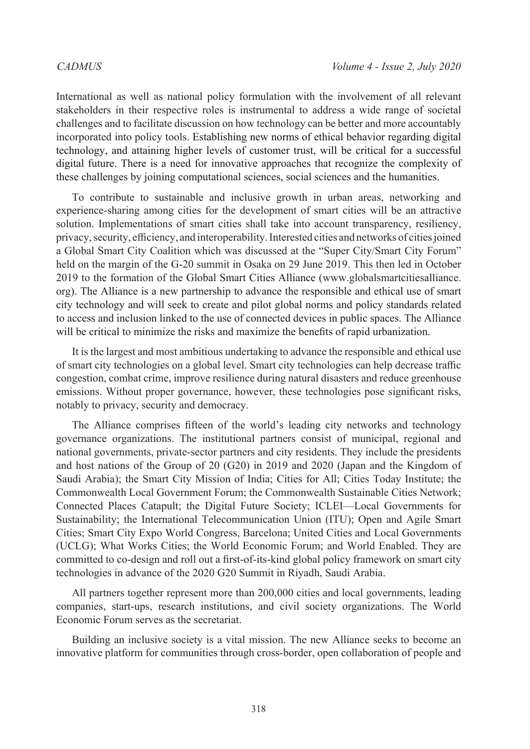International as well as national policy formulation with the involvement of all relevant stakeholders in their respective roles is instrumental to address a wide range of societal challenges and to facilitate discussion on how technology can be better and more accountably incorporated into policy tools. Establishing new norms of ethical behavior regarding digital technology, and attaining higher levels of customer trust, will be critical for a successful digital future. There is a need for innovative approaches that recognize the complexity of these challenges by joining computational sciences, social sciences and the humanities.

To contribute to sustainable and inclusive growth in urban areas, networking and experience-sharing among cities for the development of smart cities will be an attractive solution. Implementations of smart cities shall take into account transparency, resiliency, privacy, security, efficiency, and interoperability. Interested cities and networks of cities joined a Global Smart City Coalition which was discussed at the "Super City/Smart City Forum" held on the margin of the G-20 summit in Osaka on 29 June 2019. This then led in October 2019 to the formation of the Global Smart Cities Alliance (www.globalsmartcitiesalliance.org). The Alliance is a new partnership to advance the responsible and ethical use of smart city technology and will seek to create and pilot global norms and policy standards related to access and inclusion linked to the use of connected devices in public spaces. The Alliance will be critical to minimize the risks and maximize the benefits of rapid urbanization.

It is the largest and most ambitious undertaking to advance the responsible and ethical use of smart city technologies on a global level. Smart city technologies can help decrease traffic congestion, combat crime, improve resilience during natural disasters and reduce greenhouse emissions. Without proper governance, however, these technologies pose significant risks, notably to privacy, security and democracy.

The Alliance comprises fifteen of the world's leading city networks and technology governance organizations. The institutional partners consist of municipal, regional and national governments, private-sector partners and city residents. They include the presidents and host nations of the Group of 20 (G20) in 2019 and 2020 (Japan and the Kingdom of Saudi Arabia); the Smart City Mission of India; Cities for All; Cities Today Institute; the Commonwealth Local Government Forum; the Commonwealth Sustainable Cities Network; Connected Places Catapult; the Digital Future Society; ICLEI—Local Governments for Sustainability; the International Telecommunication Union (ITU); Open and Agile Smart Cities; Smart City Expo World Congress, Barcelona; United Cities and Local Governments (UCLG); What Works Cities; the World Economic Forum; and World Enabled. They are committed to co-design and roll out a first-of-its-kind global policy framework on smart city technologies in advance of the 2020 G20 Summit in Riyadh, Saudi Arabia.

All partners together represent more than 200,000 cities and local governments, leading companies, start-ups, research institutions, and civil society organizations. The World Economic Forum serves as the secretariat.

Building an inclusive society is a vital mission. The new Alliance seeks to become an innovative platform for communities through cross-border, open collaboration of people and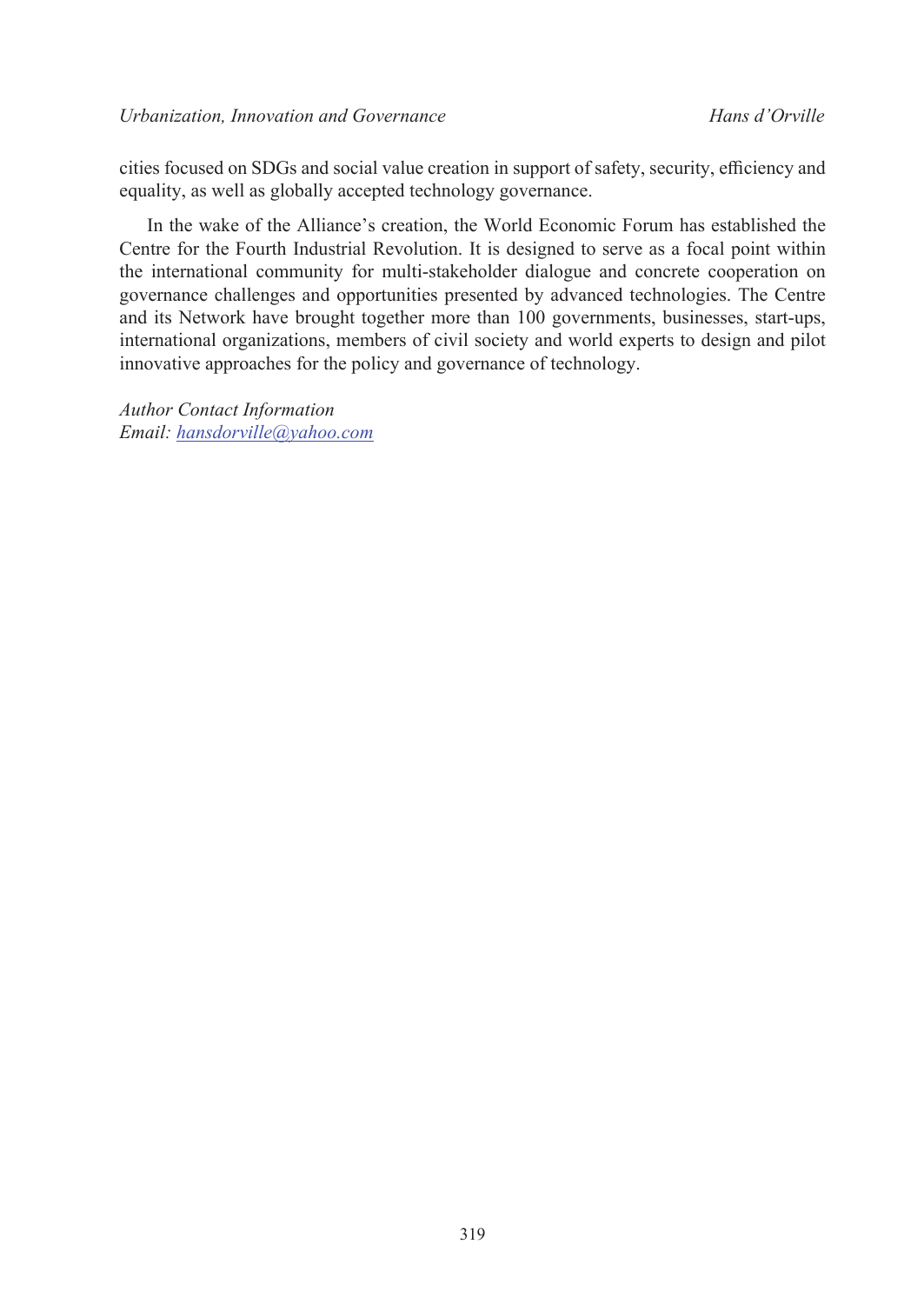cities focused on SDGs and social value creation in support of safety, security, efficiency and equality, as well as globally accepted technology governance.

In the wake of the Alliance's creation, the World Economic Forum has established the Centre for the Fourth Industrial Revolution. It is designed to serve as a focal point within the international community for multi-stakeholder dialogue and concrete cooperation on governance challenges and opportunities presented by advanced technologies. The Centre and its Network have brought together more than 100 governments, businesses, start-ups, international organizations, members of civil society and world experts to design and pilot innovative approaches for the policy and governance of technology.

*Author Contact Information*
*Email: hansdorville@yahoo.com*